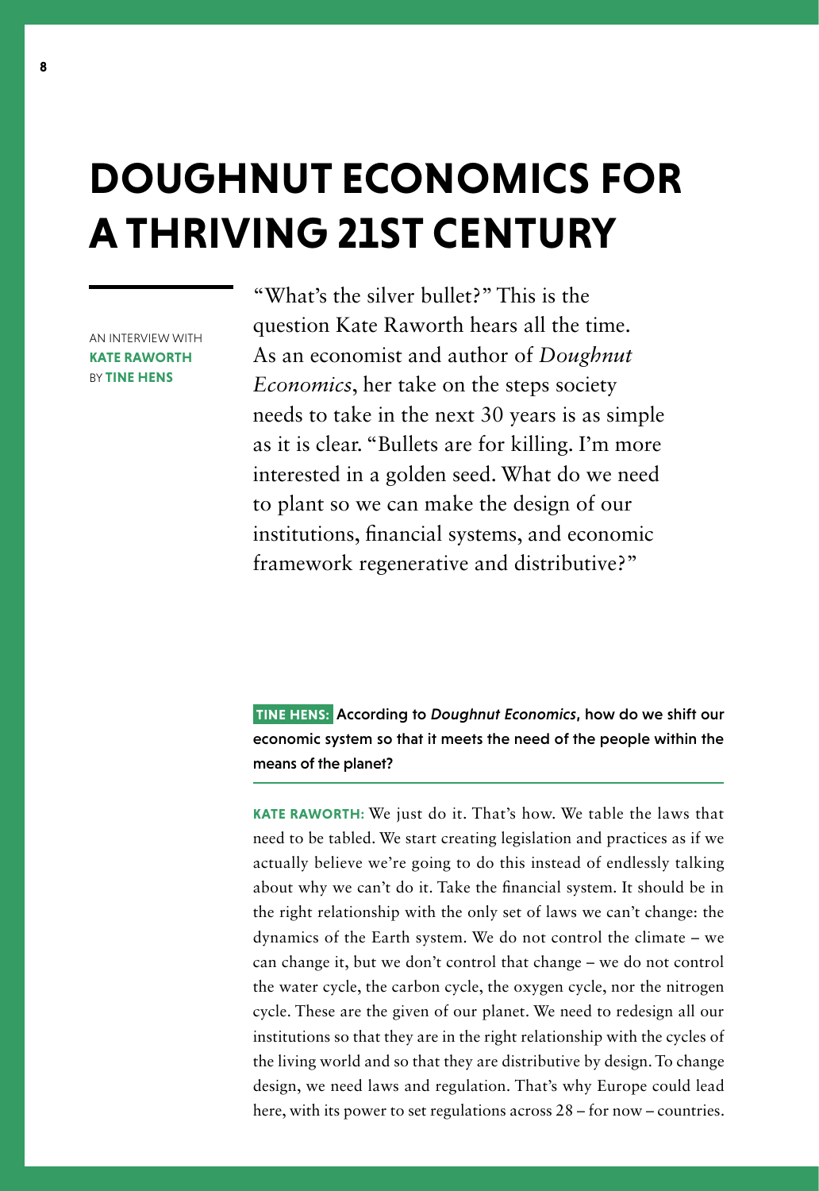# DOUGHNUT ECONOMICS FOR A THRIVING 21ST CENTURY

AN INTERVIEW WITH **KATE RAWORTH** BY **TINE HENS**

"What's the silver bullet?" This is the question Kate Raworth hears all the time. As an economist and author of *Doughnut Economics*, her take on the steps society needs to take in the next 30 years is as simple as it is clear. "Bullets are for killing. I'm more interested in a golden seed. What do we need to plant so we can make the design of our institutions, financial systems, and economic framework regenerative and distributive?"

**TINE HENS:** According to *Doughnut Economics*, how do we shift our economic system so that it meets the need of the people within the means of the planet?

**KATE RAWORTH:** We just do it. That's how. We table the laws that need to be tabled. We start creating legislation and practices as if we actually believe we're going to do this instead of endlessly talking about why we can't do it. Take the financial system. It should be in the right relationship with the only set of laws we can't change: the dynamics of the Earth system. We do not control the climate – we can change it, but we don't control that change – we do not control the water cycle, the carbon cycle, the oxygen cycle, nor the nitrogen cycle. These are the given of our planet. We need to redesign all our institutions so that they are in the right relationship with the cycles of the living world and so that they are distributive by design. To change design, we need laws and regulation. That's why Europe could lead here, with its power to set regulations across 28 – for now – countries.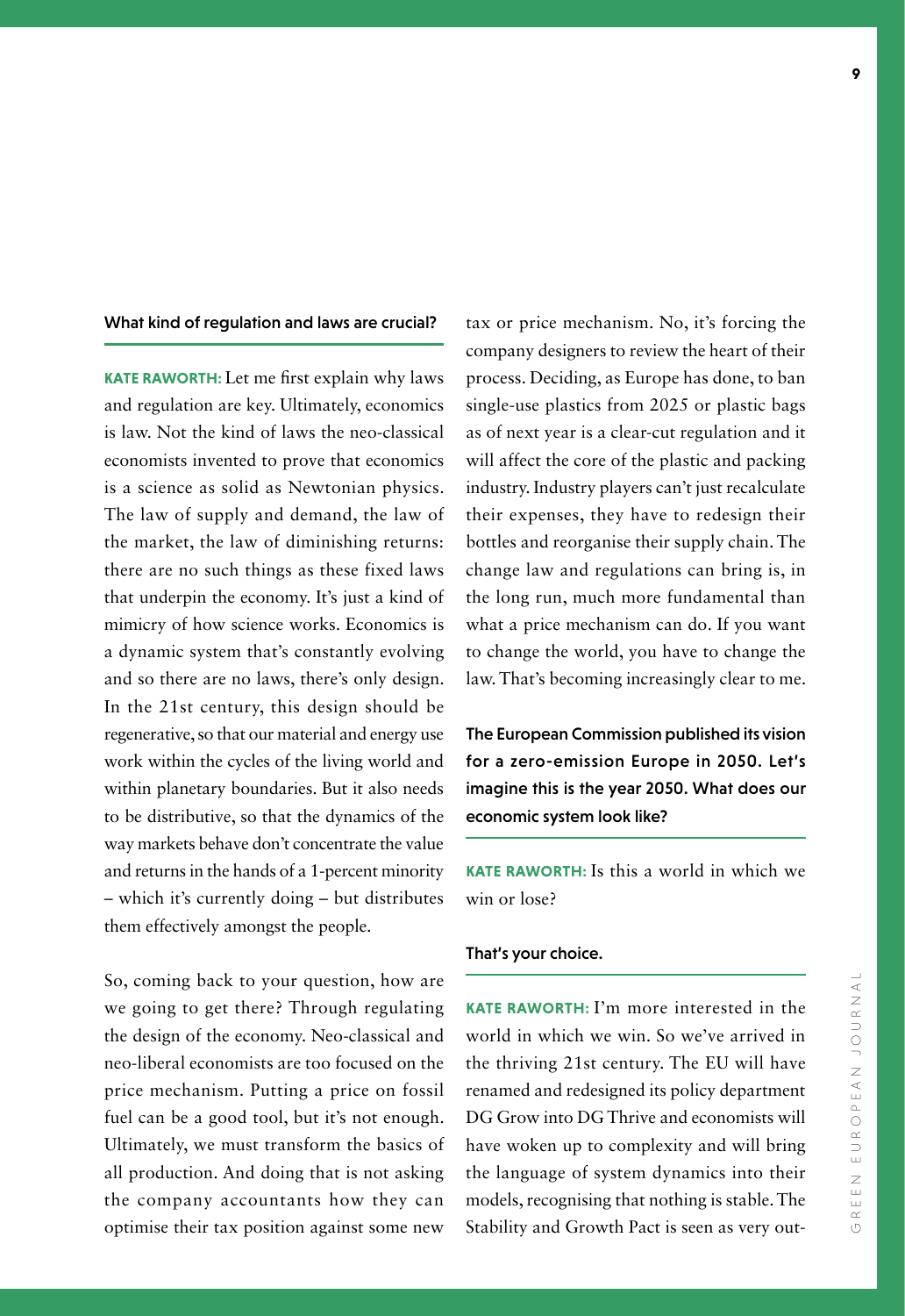### What kind of regulation and laws are crucial?

**KATE RAWORTH:** Let me first explain why laws and regulation are key. Ultimately, economics is law. Not the kind of laws the neo-classical economists invented to prove that economics is a science as solid as Newtonian physics. The law of supply and demand, the law of the market, the law of diminishing returns: there are no such things as these fixed laws that underpin the economy. It's just a kind of mimicry of how science works. Economics is a dynamic system that's constantly evolving and so there are no laws, there's only design. In the 21st century, this design should be regenerative, so that our material and energy use work within the cycles of the living world and within planetary boundaries. But it also needs to be distributive, so that the dynamics of the way markets behave don't concentrate the value and returns in the hands of a 1-percent minority – which it's currently doing – but distributes them effectively amongst the people.

So, coming back to your question, how are we going to get there? Through regulating the design of the economy. Neo-classical and neo-liberal economists are too focused on the price mechanism. Putting a price on fossil fuel can be a good tool, but it's not enough. Ultimately, we must transform the basics of all production. And doing that is not asking the company accountants how they can optimise their tax position against some new tax or price mechanism. No, it's forcing the company designers to review the heart of their process. Deciding, as Europe has done, to ban single-use plastics from 2025 or plastic bags as of next year is a clear-cut regulation and it will affect the core of the plastic and packing industry. Industry players can't just recalculate their expenses, they have to redesign their bottles and reorganise their supply chain. The change law and regulations can bring is, in the long run, much more fundamental than what a price mechanism can do. If you want to change the world, you have to change the law. That's becoming increasingly clear to me.

### The European Commission published its vision for a zero-emission Europe in 2050. Let's imagine this is the year 2050. What does our economic system look like?

**KATE RAWORTH:** Is this a world in which we win or lose?

### That's your choice.

**KATE RAWORTH:** I'm more interested in the world in which we win. So we've arrived in the thriving 21st century. The EU will have renamed and redesigned its policy department DG Grow into DG Thrive and economists will have woken up to complexity and will bring the language of system dynamics into their models, recognising that nothing is stable. The Stability and Growth Pact is seen as very out-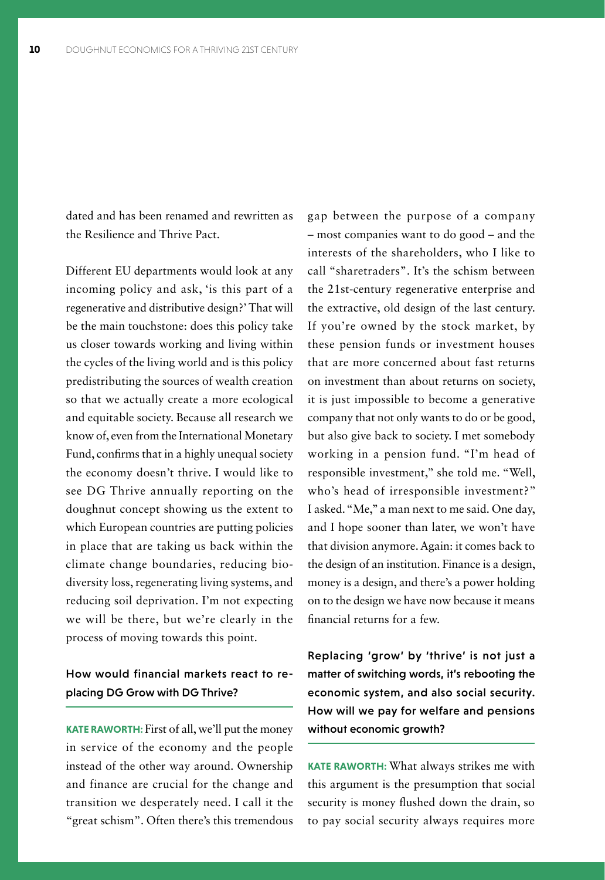dated and has been renamed and rewritten as the Resilience and Thrive Pact.

Different EU departments would look at any incoming policy and ask, 'is this part of a regenerative and distributive design?' That will be the main touchstone: does this policy take us closer towards working and living within the cycles of the living world and is this policy predistributing the sources of wealth creation so that we actually create a more ecological and equitable society. Because all research we know of, even from the International Monetary Fund, confirms that in a highly unequal society the economy doesn't thrive. I would like to see DG Thrive annually reporting on the doughnut concept showing us the extent to which European countries are putting policies in place that are taking us back within the climate change boundaries, reducing biodiversity loss, regenerating living systems, and reducing soil deprivation. I'm not expecting we will be there, but we're clearly in the process of moving towards this point.

### How would financial markets react to replacing DG Grow with DG Thrive?

**KATE RAWORTH:** First of all, we'll put the money in service of the economy and the people instead of the other way around. Ownership and finance are crucial for the change and transition we desperately need. I call it the "great schism". Often there's this tremendous gap between the purpose of a company – most companies want to do good – and the interests of the shareholders, who I like to call "sharetraders". It's the schism between the 21st-century regenerative enterprise and the extractive, old design of the last century. If you're owned by the stock market, by these pension funds or investment houses that are more concerned about fast returns on investment than about returns on society, it is just impossible to become a generative company that not only wants to do or be good, but also give back to society. I met somebody working in a pension fund. "I'm head of responsible investment," she told me. "Well, who's head of irresponsible investment?" I asked. "Me," a man next to me said. One day, and I hope sooner than later, we won't have that division anymore. Again: it comes back to the design of an institution. Finance is a design, money is a design, and there's a power holding on to the design we have now because it means financial returns for a few.

### Replacing 'grow' by 'thrive' is not just a matter of switching words, it's rebooting the economic system, and also social security. How will we pay for welfare and pensions without economic growth?

**KATE RAWORTH:** What always strikes me with this argument is the presumption that social security is money flushed down the drain, so to pay social security always requires more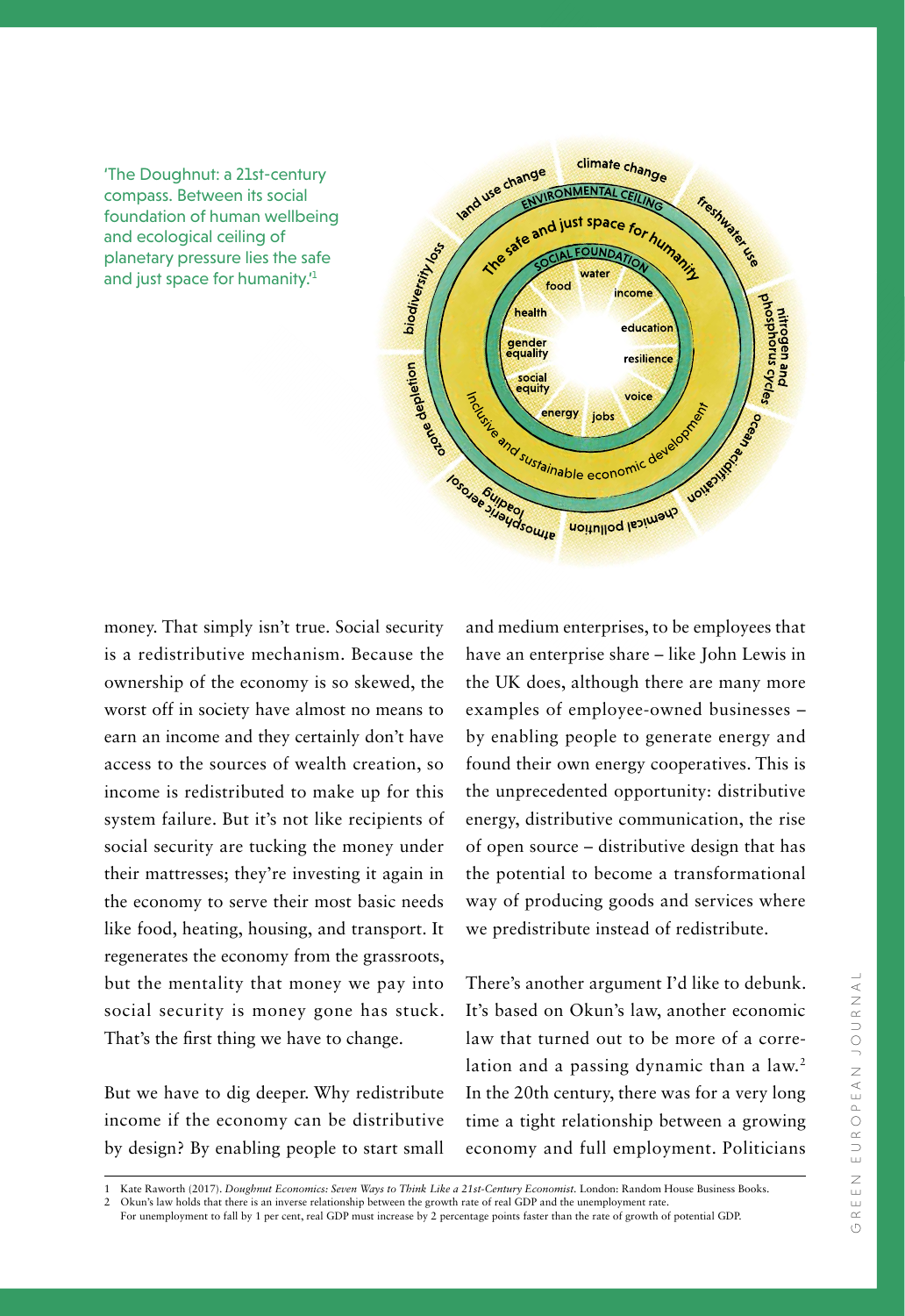'The Doughnut: a 21st-century compass. Between its social foundation of human wellbeing and ecological ceiling of planetary pressure lies the safe and just space for humanity.'[1]

money. That simply isn't true. Social security is a redistributive mechanism. Because the ownership of the economy is so skewed, the worst off in society have almost no means to earn an income and they certainly don't have access to the sources of wealth creation, so income is redistributed to make up for this system failure. But it's not like recipients of social security are tucking the money under their mattresses; they're investing it again in the economy to serve their most basic needs like food, heating, housing, and transport. It regenerates the economy from the grassroots, but the mentality that money we pay into social security is money gone has stuck. That's the first thing we have to change.

But we have to dig deeper. Why redistribute income if the economy can be distributive by design? By enabling people to start small and medium enterprises, to be employees that have an enterprise share – like John Lewis in the UK does, although there are many more examples of employee-owned businesses – by enabling people to generate energy and found their own energy cooperatives. This is the unprecedented opportunity: distributive energy, distributive communication, the rise of open source – distributive design that has the potential to become a transformational way of producing goods and services where we predistribute instead of redistribute.

There's another argument I'd like to debunk. It's based on Okun's law, another economic law that turned out to be more of a correlation and a passing dynamic than a law.[2] In the 20th century, there was for a very long time a tight relationship between a growing economy and full employment. Politicians

1 Kate Raworth (2017). *Doughnut Economics: Seven Ways to Think Like a 21st-Century Economist*. London: Random House Business Books.
2 Okun's law holds that there is an inverse relationship between the growth rate of real GDP and the unemployment rate. For unemployment to fall by 1 per cent, real GDP must increase by 2 percentage points faster than the rate of growth of potential GDP.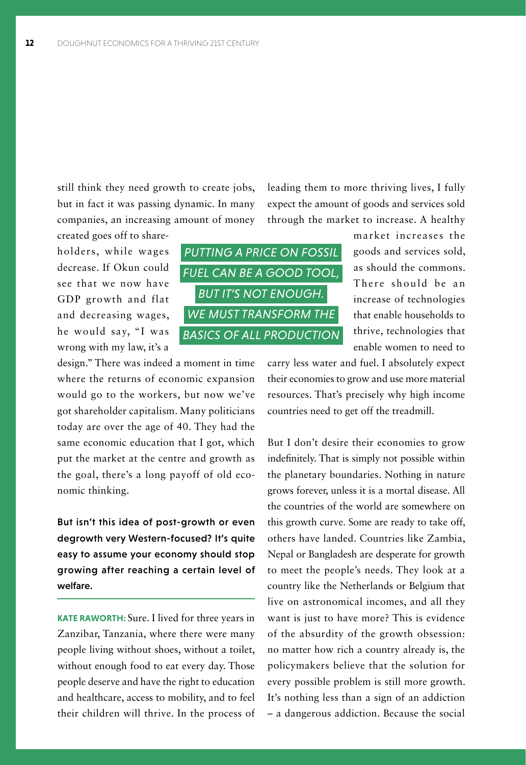still think they need growth to create jobs, but in fact it was passing dynamic. In many companies, an increasing amount of money created goes off to shareholders, while wages decrease. If Okun could see that we now have GDP growth and flat and decreasing wages, he would say, "I was wrong with my law, it's a design." There was indeed a moment in time where the returns of economic expansion would go to the workers, but now we've got shareholder capitalism. Many politicians today are over the age of 40. They had the same economic education that I got, which put the market at the centre and growth as the goal, there's a long payoff of old economic thinking.

*PUTTING A PRICE ON FOSSIL FUEL CAN BE A GOOD TOOL, BUT IT'S NOT ENOUGH. WE MUST TRANSFORM THE BASICS OF ALL PRODUCTION*

**But isn't this idea of post-growth or even degrowth very Western-focused? It's quite easy to assume your economy should stop growing after reaching a certain level of welfare.**

**KATE RAWORTH:** Sure. I lived for three years in Zanzibar, Tanzania, where there were many people living without shoes, without a toilet, without enough food to eat every day. Those people deserve and have the right to education and healthcare, access to mobility, and to feel their children will thrive. In the process of leading them to more thriving lives, I fully expect the amount of goods and services sold through the market to increase. A healthy market increases the goods and services sold, as should the commons. There should be an increase of technologies that enable households to thrive, technologies that enable women to need to carry less water and fuel. I absolutely expect their economies to grow and use more material resources. That's precisely why high income countries need to get off the treadmill.

But I don't desire their economies to grow indefinitely. That is simply not possible within the planetary boundaries. Nothing in nature grows forever, unless it is a mortal disease. All the countries of the world are somewhere on this growth curve. Some are ready to take off, others have landed. Countries like Zambia, Nepal or Bangladesh are desperate for growth to meet the people's needs. They look at a country like the Netherlands or Belgium that live on astronomical incomes, and all they want is just to have more? This is evidence of the absurdity of the growth obsession: no matter how rich a country already is, the policymakers believe that the solution for every possible problem is still more growth. It's nothing less than a sign of an addiction – a dangerous addiction. Because the social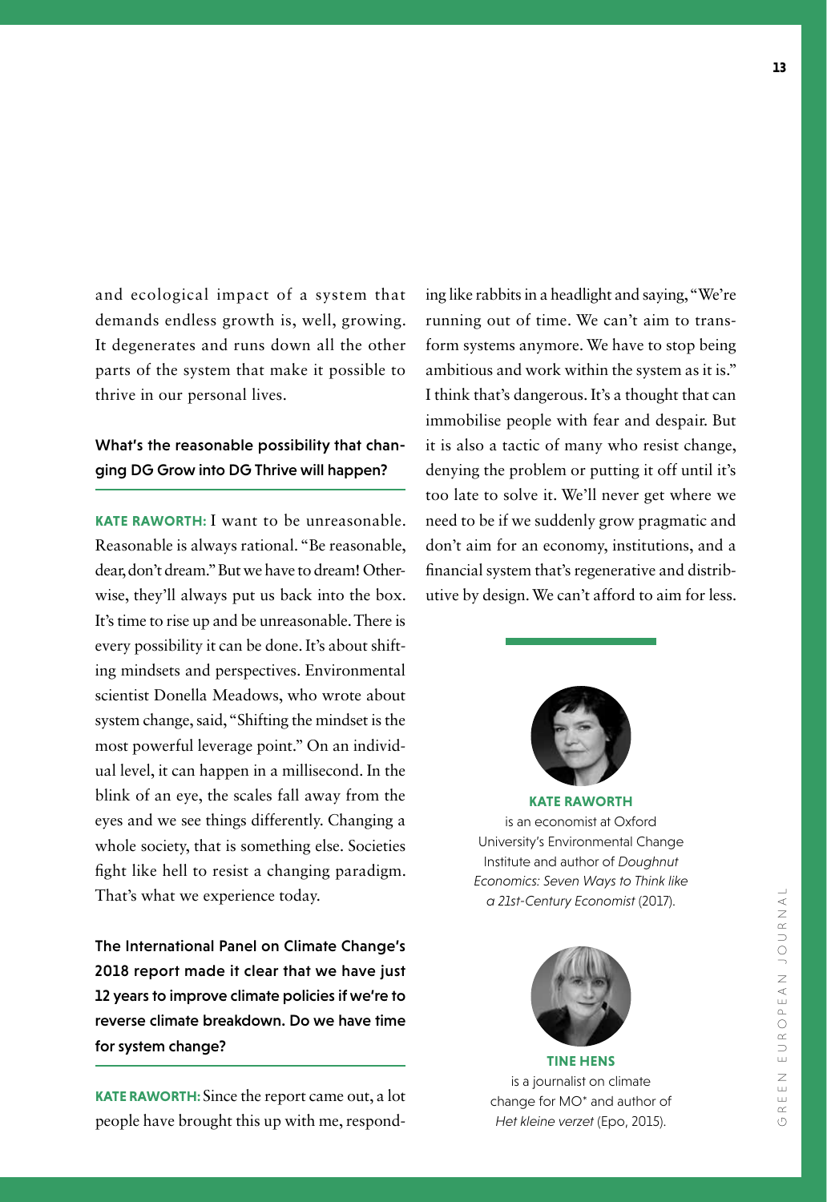and ecological impact of a system that demands endless growth is, well, growing. It degenerates and runs down all the other parts of the system that make it possible to thrive in our personal lives.

**What's the reasonable possibility that changing DG Grow into DG Thrive will happen?**

**KATE RAWORTH:** I want to be unreasonable. Reasonable is always rational. "Be reasonable, dear, don't dream." But we have to dream! Otherwise, they'll always put us back into the box. It's time to rise up and be unreasonable. There is every possibility it can be done. It's about shifting mindsets and perspectives. Environmental scientist Donella Meadows, who wrote about system change, said, "Shifting the mindset is the most powerful leverage point." On an individual level, it can happen in a millisecond. In the blink of an eye, the scales fall away from the eyes and we see things differently. Changing a whole society, that is something else. Societies fight like hell to resist a changing paradigm. That's what we experience today.

**The International Panel on Climate Change's 2018 report made it clear that we have just 12 years to improve climate policies if we're to reverse climate breakdown. Do we have time for system change?**

**KATE RAWORTH:** Since the report came out, a lot people have brought this up with me, responding like rabbits in a headlight and saying, "We're running out of time. We can't aim to transform systems anymore. We have to stop being ambitious and work within the system as it is." I think that's dangerous. It's a thought that can immobilise people with fear and despair. But it is also a tactic of many who resist change, denying the problem or putting it off until it's too late to solve it. We'll never get where we need to be if we suddenly grow pragmatic and don't aim for an economy, institutions, and a financial system that's regenerative and distributive by design. We can't afford to aim for less.

**KATE RAWORTH** is an economist at Oxford University's Environmental Change Institute and author of *Doughnut Economics: Seven Ways to Think like a 21st-Century Economist* (2017).

**TINE HENS** is a journalist on climate change for MO* and author of *Het kleine verzet* (Epo, 2015).